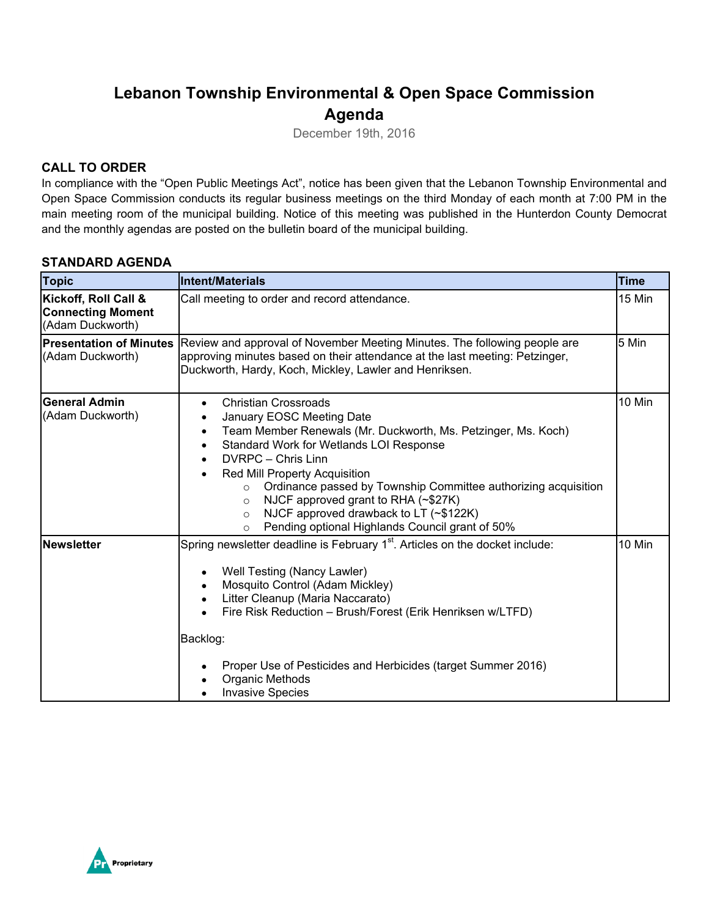# Lebanon Township Environmental & Open Space Commission Agenda

December 19th, 2016

## CALL TO ORDER

In compliance with the "Open Public Meetings Act", notice has been given that the Lebanon Township Environmental and Open Space Commission conducts its regular business meetings on the third Monday of each month at 7:00 PM in the main meeting room of the municipal building. Notice of this meeting was published in the Hunterdon County Democrat and the monthly agendas are posted on the bulletin board of the municipal building.

## STANDARD AGENDA

| Topic | Intent/Materials | Time |
|---|---|---|
| **Kickoff, Roll Call & Connecting Moment** (Adam Duckworth) | Call meeting to order and record attendance. | 15 Min |
| **Presentation of Minutes** (Adam Duckworth) | Review and approval of November Meeting Minutes. The following people are approving minutes based on their attendance at the last meeting: Petzinger, Duckworth, Hardy, Koch, Mickley, Lawler and Henriksen. | 5 Min |
| **General Admin** (Adam Duckworth) | • Christian Crossroads<br>• January EOSC Meeting Date<br>• Team Member Renewals (Mr. Duckworth, Ms. Petzinger, Ms. Koch)<br>• Standard Work for Wetlands LOI Response<br>• DVRPC – Chris Linn<br>• Red Mill Property Acquisition<br>  ○ Ordinance passed by Township Committee authorizing acquisition<br>  ○ NJCF approved grant to RHA (~$27K)<br>  ○ NJCF approved drawback to LT (~$122K)<br>  ○ Pending optional Highlands Council grant of 50% | 10 Min |
| **Newsletter** | Spring newsletter deadline is February 1st. Articles on the docket include:<br><br>• Well Testing (Nancy Lawler)<br>• Mosquito Control (Adam Mickley)<br>• Litter Cleanup (Maria Naccarato)<br>• Fire Risk Reduction – Brush/Forest (Erik Henriksen w/LTFD)<br><br>Backlog:<br><br>• Proper Use of Pesticides and Herbicides (target Summer 2016)<br>• Organic Methods<br>• Invasive Species | 10 Min |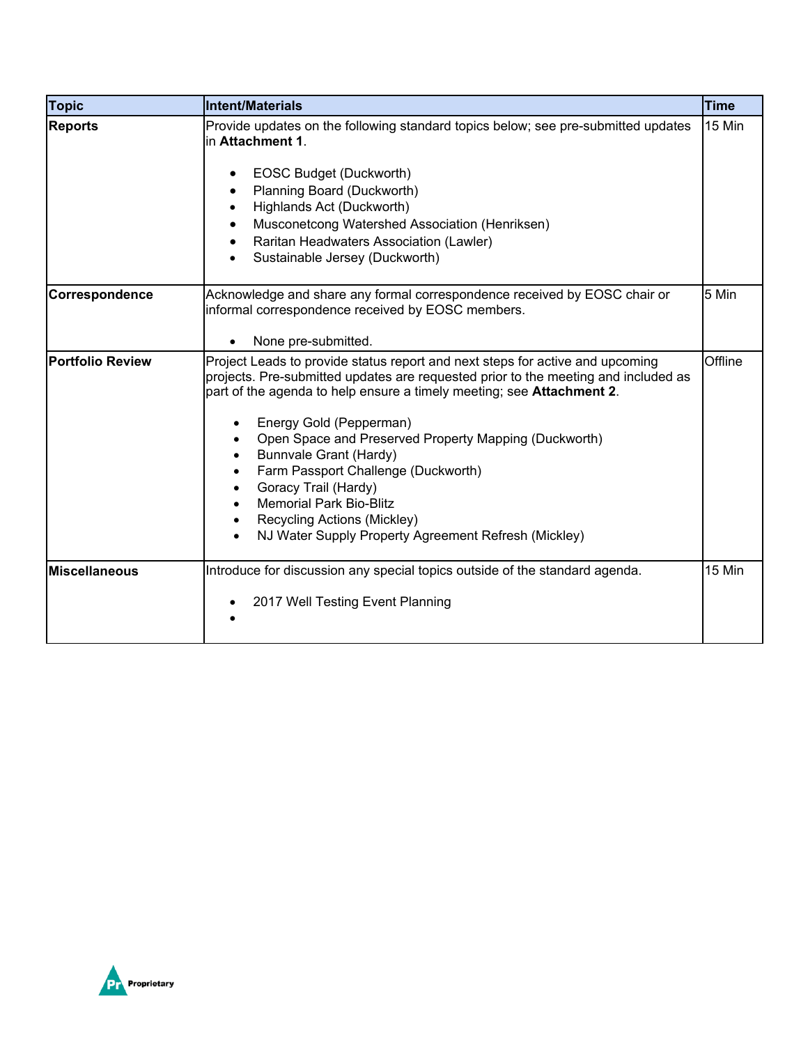| Topic | Intent/Materials | Time |
|---|---|---|
| **Reports** | Provide updates on the following standard topics below; see pre-submitted updates in **Attachment 1**.<br><br>• EOSC Budget (Duckworth)<br>• Planning Board (Duckworth)<br>• Highlands Act (Duckworth)<br>• Musconetcong Watershed Association (Henriksen)<br>• Raritan Headwaters Association (Lawler)<br>• Sustainable Jersey (Duckworth) | 15 Min |
| **Correspondence** | Acknowledge and share any formal correspondence received by EOSC chair or informal correspondence received by EOSC members.<br><br>• None pre-submitted. | 5 Min |
| **Portfolio Review** | Project Leads to provide status report and next steps for active and upcoming projects. Pre-submitted updates are requested prior to the meeting and included as part of the agenda to help ensure a timely meeting; see **Attachment 2**.<br><br>• Energy Gold (Pepperman)<br>• Open Space and Preserved Property Mapping (Duckworth)<br>• Bunnvale Grant (Hardy)<br>• Farm Passport Challenge (Duckworth)<br>• Goracy Trail (Hardy)<br>• Memorial Park Bio-Blitz<br>• Recycling Actions (Mickley)<br>• NJ Water Supply Property Agreement Refresh (Mickley) | Offline |
| **Miscellaneous** | Introduce for discussion any special topics outside of the standard agenda.<br><br>• 2017 Well Testing Event Planning<br>• | 15 Min |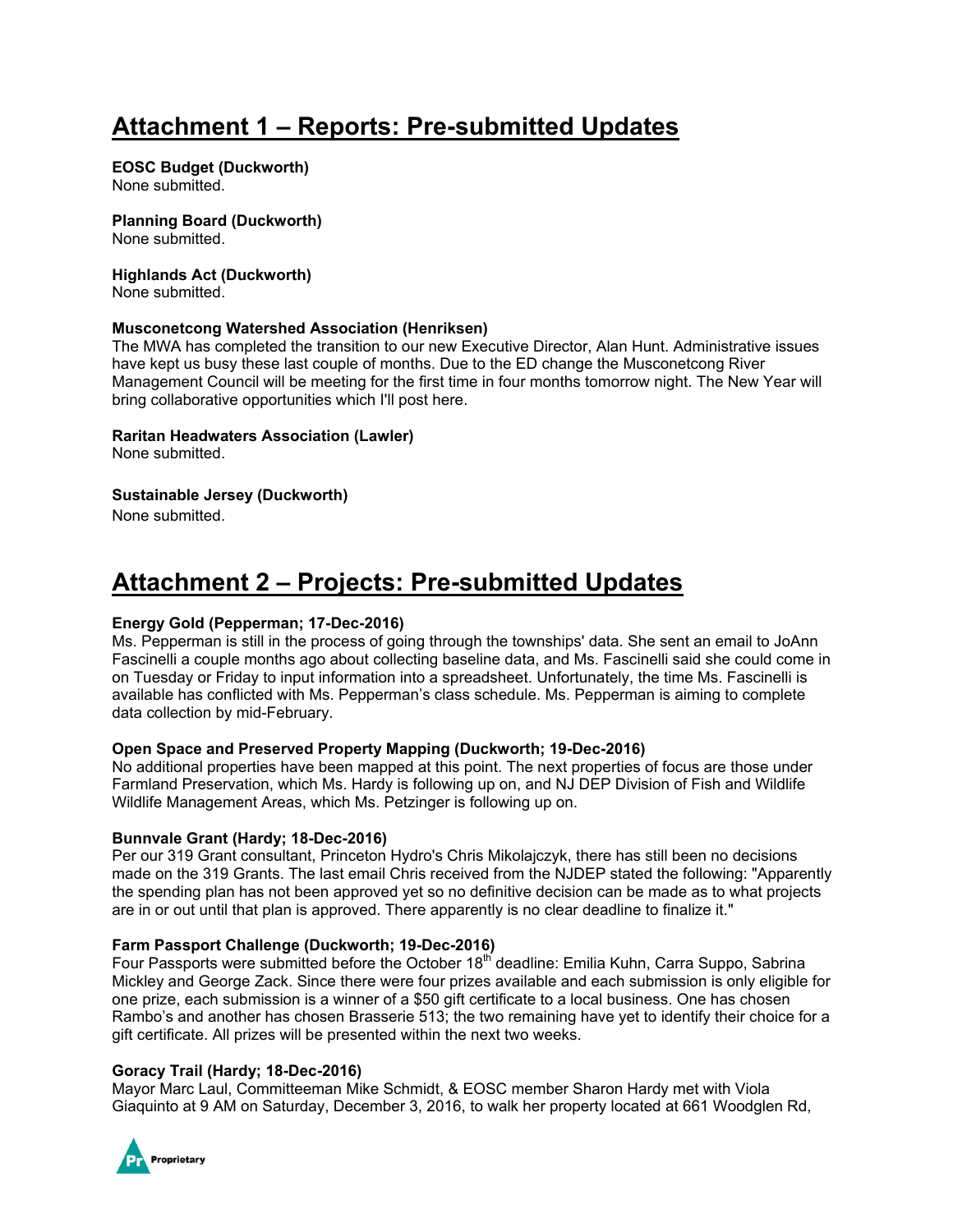# Attachment 1 – Reports: Pre-submitted Updates

**EOSC Budget (Duckworth)**
None submitted.

**Planning Board (Duckworth)**
None submitted.

**Highlands Act (Duckworth)**
None submitted.

**Musconetcong Watershed Association (Henriksen)**
The MWA has completed the transition to our new Executive Director, Alan Hunt. Administrative issues have kept us busy these last couple of months. Due to the ED change the Musconetcong River Management Council will be meeting for the first time in four months tomorrow night. The New Year will bring collaborative opportunities which I'll post here.

**Raritan Headwaters Association (Lawler)**
None submitted.

**Sustainable Jersey (Duckworth)**
None submitted.

# Attachment 2 – Projects: Pre-submitted Updates

**Energy Gold (Pepperman; 17-Dec-2016)**
Ms. Pepperman is still in the process of going through the townships' data. She sent an email to JoAnn Fascinelli a couple months ago about collecting baseline data, and Ms. Fascinelli said she could come in on Tuesday or Friday to input information into a spreadsheet. Unfortunately, the time Ms. Fascinelli is available has conflicted with Ms. Pepperman's class schedule. Ms. Pepperman is aiming to complete data collection by mid-February.

**Open Space and Preserved Property Mapping (Duckworth; 19-Dec-2016)**
No additional properties have been mapped at this point. The next properties of focus are those under Farmland Preservation, which Ms. Hardy is following up on, and NJ DEP Division of Fish and Wildlife Wildlife Management Areas, which Ms. Petzinger is following up on.

**Bunnvale Grant (Hardy; 18-Dec-2016)**
Per our 319 Grant consultant, Princeton Hydro's Chris Mikolajczyk, there has still been no decisions made on the 319 Grants. The last email Chris received from the NJDEP stated the following: "Apparently the spending plan has not been approved yet so no definitive decision can be made as to what projects are in or out until that plan is approved. There apparently is no clear deadline to finalize it."

**Farm Passport Challenge (Duckworth; 19-Dec-2016)**
Four Passports were submitted before the October 18th deadline: Emilia Kuhn, Carra Suppo, Sabrina Mickley and George Zack. Since there were four prizes available and each submission is only eligible for one prize, each submission is a winner of a $50 gift certificate to a local business. One has chosen Rambo's and another has chosen Brasserie 513; the two remaining have yet to identify their choice for a gift certificate. All prizes will be presented within the next two weeks.

**Goracy Trail (Hardy; 18-Dec-2016)**
Mayor Marc Laul, Committeeman Mike Schmidt, & EOSC member Sharon Hardy met with Viola Giaquinto at 9 AM on Saturday, December 3, 2016, to walk her property located at 661 Woodglen Rd,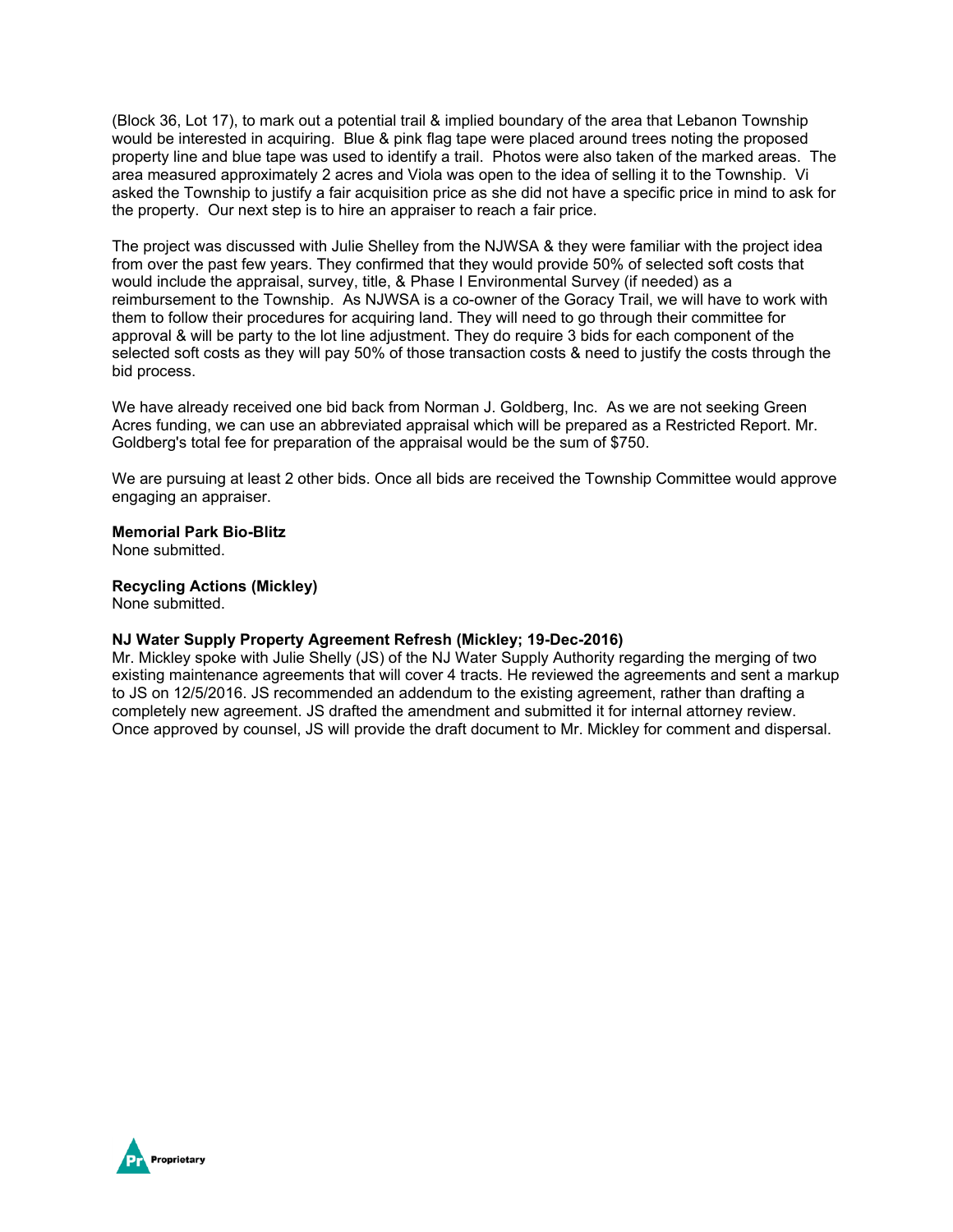(Block 36, Lot 17), to mark out a potential trail & implied boundary of the area that Lebanon Township would be interested in acquiring. Blue & pink flag tape were placed around trees noting the proposed property line and blue tape was used to identify a trail. Photos were also taken of the marked areas. The area measured approximately 2 acres and Viola was open to the idea of selling it to the Township. Vi asked the Township to justify a fair acquisition price as she did not have a specific price in mind to ask for the property. Our next step is to hire an appraiser to reach a fair price.

The project was discussed with Julie Shelley from the NJWSA & they were familiar with the project idea from over the past few years. They confirmed that they would provide 50% of selected soft costs that would include the appraisal, survey, title, & Phase I Environmental Survey (if needed) as a reimbursement to the Township. As NJWSA is a co-owner of the Goracy Trail, we will have to work with them to follow their procedures for acquiring land. They will need to go through their committee for approval & will be party to the lot line adjustment. They do require 3 bids for each component of the selected soft costs as they will pay 50% of those transaction costs & need to justify the costs through the bid process.

We have already received one bid back from Norman J. Goldberg, Inc. As we are not seeking Green Acres funding, we can use an abbreviated appraisal which will be prepared as a Restricted Report. Mr. Goldberg's total fee for preparation of the appraisal would be the sum of $750.

We are pursuing at least 2 other bids. Once all bids are received the Township Committee would approve engaging an appraiser.

**Memorial Park Bio-Blitz**
None submitted.

**Recycling Actions (Mickley)**
None submitted.

**NJ Water Supply Property Agreement Refresh (Mickley; 19-Dec-2016)**
Mr. Mickley spoke with Julie Shelly (JS) of the NJ Water Supply Authority regarding the merging of two existing maintenance agreements that will cover 4 tracts. He reviewed the agreements and sent a markup to JS on 12/5/2016. JS recommended an addendum to the existing agreement, rather than drafting a completely new agreement. JS drafted the amendment and submitted it for internal attorney review. Once approved by counsel, JS will provide the draft document to Mr. Mickley for comment and dispersal.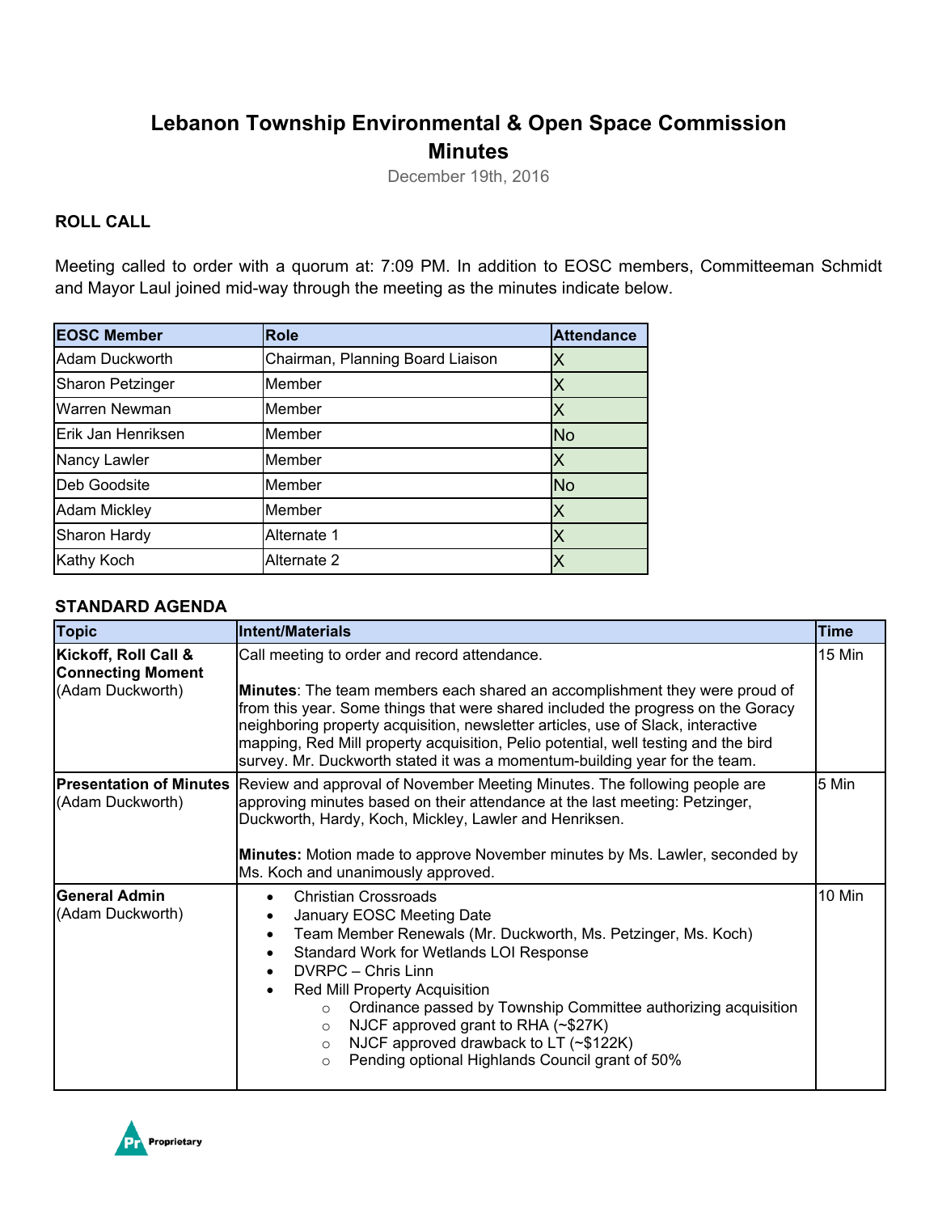# Lebanon Township Environmental & Open Space Commission Minutes

December 19th, 2016

### ROLL CALL

Meeting called to order with a quorum at: 7:09 PM. In addition to EOSC members, Committeeman Schmidt and Mayor Laul joined mid-way through the meeting as the minutes indicate below.

| EOSC Member | Role | Attendance |
|---|---|---|
| Adam Duckworth | Chairman, Planning Board Liaison | X |
| Sharon Petzinger | Member | X |
| Warren Newman | Member | X |
| Erik Jan Henriksen | Member | No |
| Nancy Lawler | Member | X |
| Deb Goodsite | Member | No |
| Adam Mickley | Member | X |
| Sharon Hardy | Alternate 1 | X |
| Kathy Koch | Alternate 2 | X |

### STANDARD AGENDA

| Topic | Intent/Materials | Time |
|---|---|---|
| **Kickoff, Roll Call & Connecting Moment** (Adam Duckworth) | Call meeting to order and record attendance.<br><br>**Minutes**: The team members each shared an accomplishment they were proud of from this year. Some things that were shared included the progress on the Goracy neighboring property acquisition, newsletter articles, use of Slack, interactive mapping, Red Mill property acquisition, Pelio potential, well testing and the bird survey. Mr. Duckworth stated it was a momentum-building year for the team. | 15 Min |
| **Presentation of Minutes** (Adam Duckworth) | Review and approval of November Meeting Minutes. The following people are approving minutes based on their attendance at the last meeting: Petzinger, Duckworth, Hardy, Koch, Mickley, Lawler and Henriksen.<br><br>**Minutes:** Motion made to approve November minutes by Ms. Lawler, seconded by Ms. Koch and unanimously approved. | 5 Min |
| **General Admin** (Adam Duckworth) | • Christian Crossroads<br>• January EOSC Meeting Date<br>• Team Member Renewals (Mr. Duckworth, Ms. Petzinger, Ms. Koch)<br>• Standard Work for Wetlands LOI Response<br>• DVRPC – Chris Linn<br>• Red Mill Property Acquisition<br>  ○ Ordinance passed by Township Committee authorizing acquisition<br>  ○ NJCF approved grant to RHA (~$27K)<br>  ○ NJCF approved drawback to LT (~$122K)<br>  ○ Pending optional Highlands Council grant of 50% | 10 Min |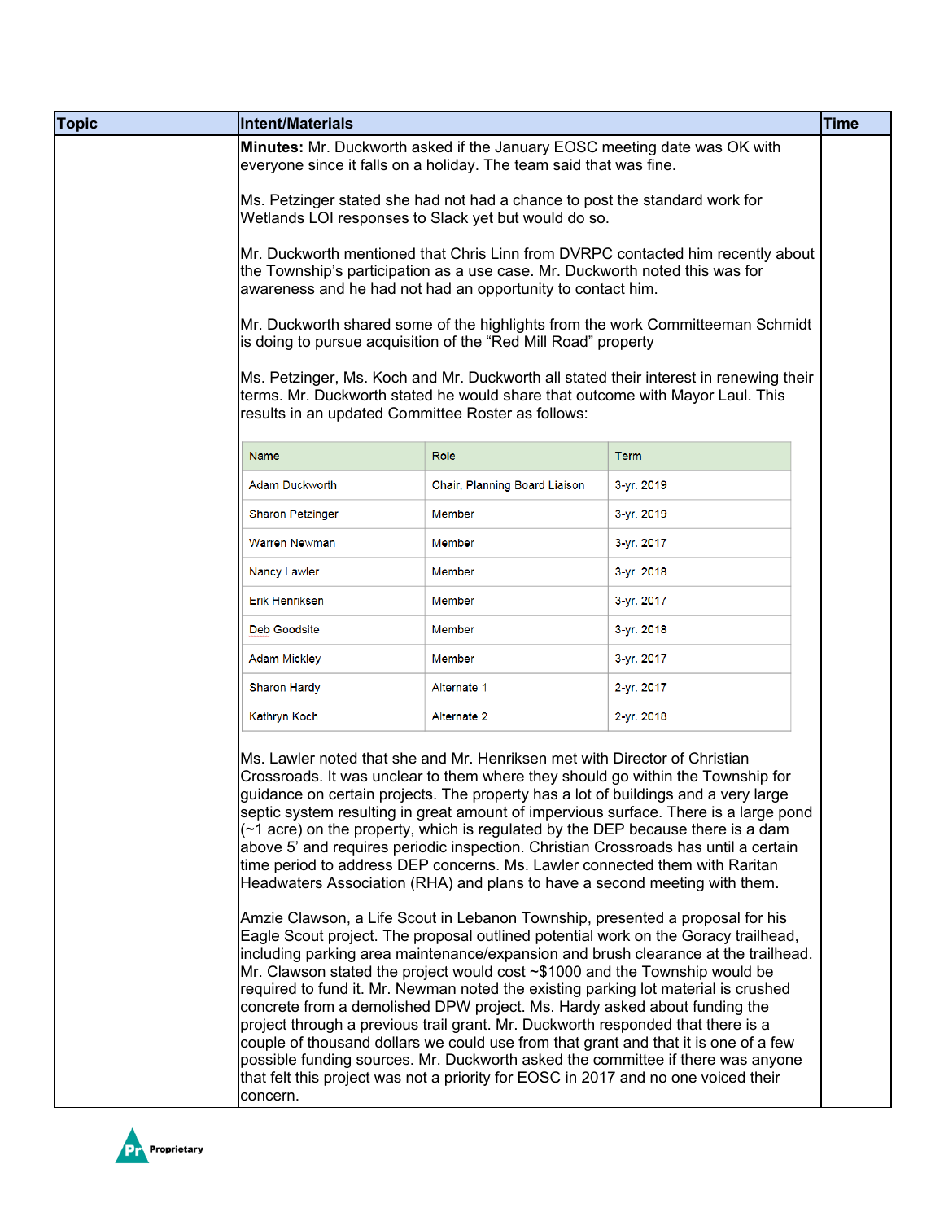| Topic | Intent/Materials | Time |
|---|---|---|
| | **Minutes:** Mr. Duckworth asked if the January EOSC meeting date was OK with everyone since it falls on a holiday. The team said that was fine.<br><br>Ms. Petzinger stated she had not had a chance to post the standard work for Wetlands LOI responses to Slack yet but would do so.<br><br>Mr. Duckworth mentioned that Chris Linn from DVRPC contacted him recently about the Township's participation as a use case. Mr. Duckworth noted this was for awareness and he had not had an opportunity to contact him.<br><br>Mr. Duckworth shared some of the highlights from the work Committeeman Schmidt is doing to pursue acquisition of the "Red Mill Road" property<br><br>Ms. Petzinger, Ms. Koch and Mr. Duckworth all stated their interest in renewing their terms. Mr. Duckworth stated he would share that outcome with Mayor Laul. This results in an updated Committee Roster as follows: | |

| Name | Role | Term |
|---|---|---|
| Adam Duckworth | Chair, Planning Board Liaison | 3-yr. 2019 |
| Sharon Petzinger | Member | 3-yr. 2019 |
| Warren Newman | Member | 3-yr. 2017 |
| Nancy Lawler | Member | 3-yr. 2018 |
| Erik Henriksen | Member | 3-yr. 2017 |
| Deb Goodsite | Member | 3-yr. 2018 |
| Adam Mickley | Member | 3-yr. 2017 |
| Sharon Hardy | Alternate 1 | 2-yr. 2017 |
| Kathryn Koch | Alternate 2 | 2-yr. 2018 |

Ms. Lawler noted that she and Mr. Henriksen met with Director of Christian Crossroads. It was unclear to them where they should go within the Township for guidance on certain projects. The property has a lot of buildings and a very large septic system resulting in great amount of impervious surface. There is a large pond (~1 acre) on the property, which is regulated by the DEP because there is a dam above 5' and requires periodic inspection. Christian Crossroads has until a certain time period to address DEP concerns. Ms. Lawler connected them with Raritan Headwaters Association (RHA) and plans to have a second meeting with them.

Amzie Clawson, a Life Scout in Lebanon Township, presented a proposal for his Eagle Scout project. The proposal outlined potential work on the Goracy trailhead, including parking area maintenance/expansion and brush clearance at the trailhead. Mr. Clawson stated the project would cost ~$1000 and the Township would be required to fund it. Mr. Newman noted the existing parking lot material is crushed concrete from a demolished DPW project. Ms. Hardy asked about funding the project through a previous trail grant. Mr. Duckworth responded that there is a couple of thousand dollars we could use from that grant and that it is one of a few possible funding sources. Mr. Duckworth asked the committee if there was anyone that felt this project was not a priority for EOSC in 2017 and no one voiced their concern.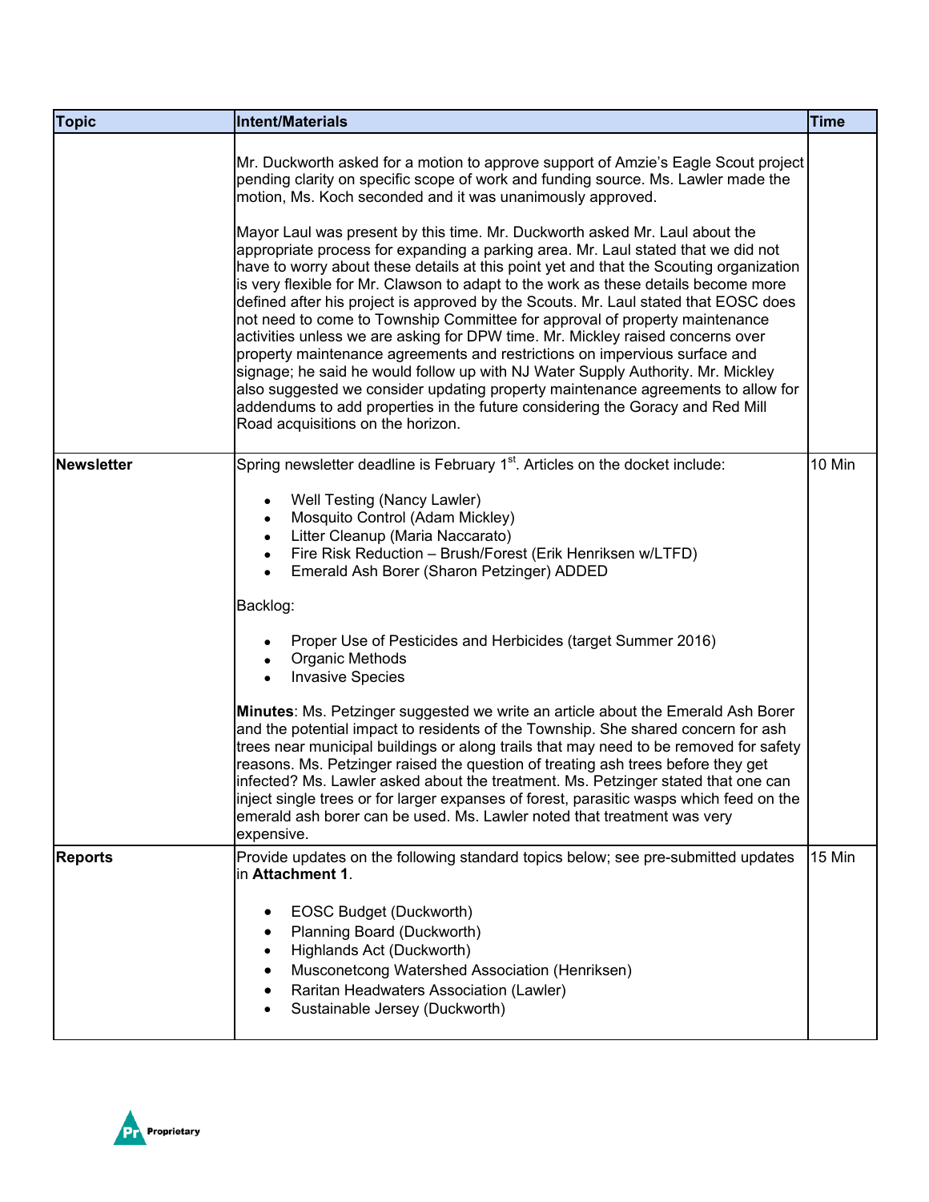| Topic | Intent/Materials | Time |
|---|---|---|
| | Mr. Duckworth asked for a motion to approve support of Amzie's Eagle Scout project pending clarity on specific scope of work and funding source. Ms. Lawler made the motion, Ms. Koch seconded and it was unanimously approved.<br><br>Mayor Laul was present by this time. Mr. Duckworth asked Mr. Laul about the appropriate process for expanding a parking area. Mr. Laul stated that we did not have to worry about these details at this point yet and that the Scouting organization is very flexible for Mr. Clawson to adapt to the work as these details become more defined after his project is approved by the Scouts. Mr. Laul stated that EOSC does not need to come to Township Committee for approval of property maintenance activities unless we are asking for DPW time. Mr. Mickley raised concerns over property maintenance agreements and restrictions on impervious surface and signage; he said he would follow up with NJ Water Supply Authority. Mr. Mickley also suggested we consider updating property maintenance agreements to allow for addendums to add properties in the future considering the Goracy and Red Mill Road acquisitions on the horizon. | |
| **Newsletter** | Spring newsletter deadline is February 1st. Articles on the docket include:<br><br>• Well Testing (Nancy Lawler)<br>• Mosquito Control (Adam Mickley)<br>• Litter Cleanup (Maria Naccarato)<br>• Fire Risk Reduction – Brush/Forest (Erik Henriksen w/LTFD)<br>• Emerald Ash Borer (Sharon Petzinger) ADDED<br><br>Backlog:<br><br>• Proper Use of Pesticides and Herbicides (target Summer 2016)<br>• Organic Methods<br>• Invasive Species<br><br>**Minutes**: Ms. Petzinger suggested we write an article about the Emerald Ash Borer and the potential impact to residents of the Township. She shared concern for ash trees near municipal buildings or along trails that may need to be removed for safety reasons. Ms. Petzinger raised the question of treating ash trees before they get infected? Ms. Lawler asked about the treatment. Ms. Petzinger stated that one can inject single trees or for larger expanses of forest, parasitic wasps which feed on the emerald ash borer can be used. Ms. Lawler noted that treatment was very expensive. | 10 Min |
| **Reports** | Provide updates on the following standard topics below; see pre-submitted updates in **Attachment 1**.<br><br>• EOSC Budget (Duckworth)<br>• Planning Board (Duckworth)<br>• Highlands Act (Duckworth)<br>• Musconetcong Watershed Association (Henriksen)<br>• Raritan Headwaters Association (Lawler)<br>• Sustainable Jersey (Duckworth) | 15 Min |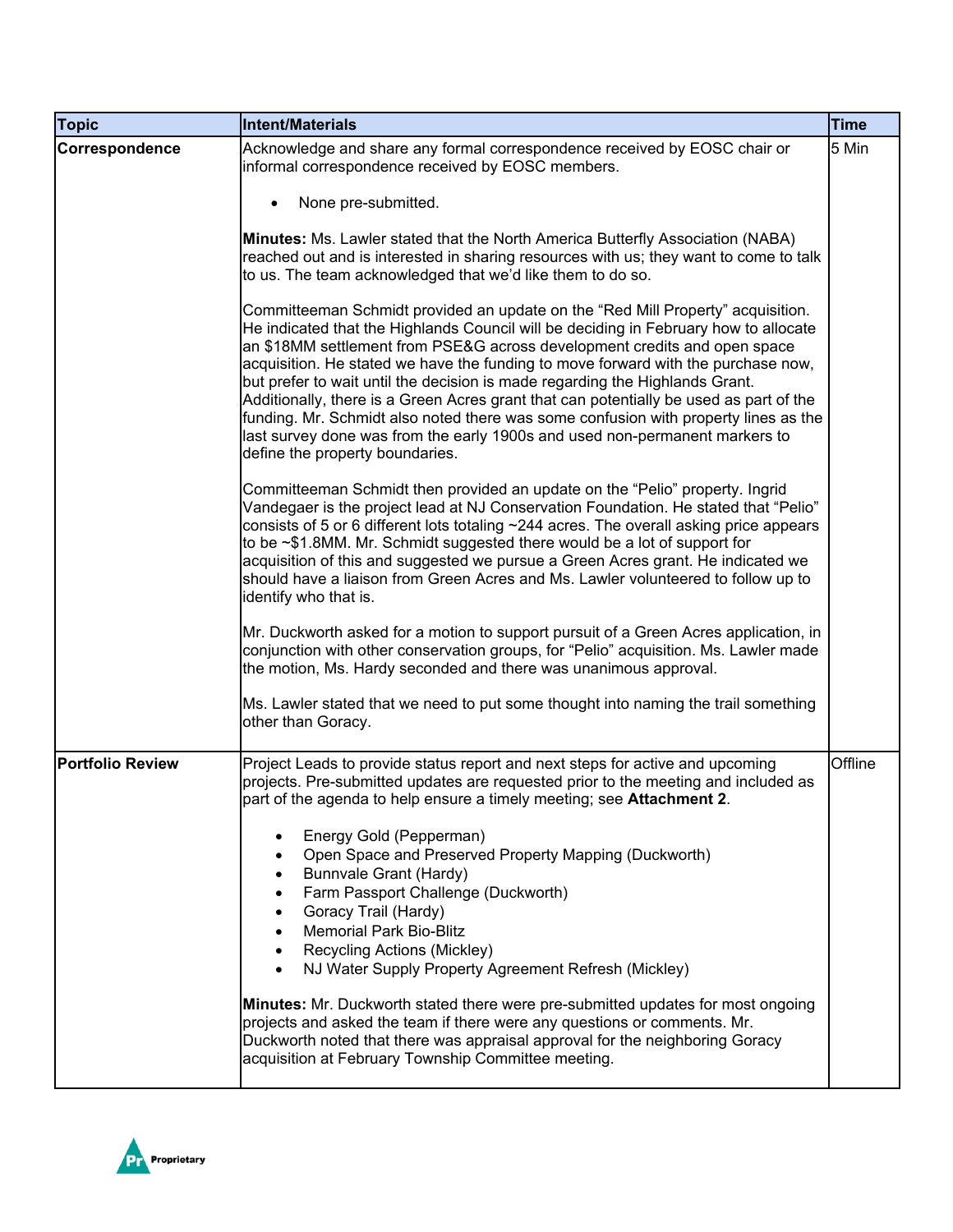| Topic | Intent/Materials | Time |
|---|---|---|
| **Correspondence** | Acknowledge and share any formal correspondence received by EOSC chair or informal correspondence received by EOSC members.<br><br>• None pre-submitted.<br><br>**Minutes:** Ms. Lawler stated that the North America Butterfly Association (NABA) reached out and is interested in sharing resources with us; they want to come to talk to us. The team acknowledged that we'd like them to do so.<br><br>Committeeman Schmidt provided an update on the "Red Mill Property" acquisition. He indicated that the Highlands Council will be deciding in February how to allocate an $18MM settlement from PSE&G across development credits and open space acquisition. He stated we have the funding to move forward with the purchase now, but prefer to wait until the decision is made regarding the Highlands Grant. Additionally, there is a Green Acres grant that can potentially be used as part of the funding. Mr. Schmidt also noted there was some confusion with property lines as the last survey done was from the early 1900s and used non-permanent markers to define the property boundaries.<br><br>Committeeman Schmidt then provided an update on the "Pelio" property. Ingrid Vandegaer is the project lead at NJ Conservation Foundation. He stated that "Pelio" consists of 5 or 6 different lots totaling ~244 acres. The overall asking price appears to be ~$1.8MM. Mr. Schmidt suggested there would be a lot of support for acquisition of this and suggested we pursue a Green Acres grant. He indicated we should have a liaison from Green Acres and Ms. Lawler volunteered to follow up to identify who that is.<br><br>Mr. Duckworth asked for a motion to support pursuit of a Green Acres application, in conjunction with other conservation groups, for "Pelio" acquisition. Ms. Lawler made the motion, Ms. Hardy seconded and there was unanimous approval.<br><br>Ms. Lawler stated that we need to put some thought into naming the trail something other than Goracy. | 5 Min |
| **Portfolio Review** | Project Leads to provide status report and next steps for active and upcoming projects. Pre-submitted updates are requested prior to the meeting and included as part of the agenda to help ensure a timely meeting; see **Attachment 2**.<br><br>• Energy Gold (Pepperman)<br>• Open Space and Preserved Property Mapping (Duckworth)<br>• Bunnvale Grant (Hardy)<br>• Farm Passport Challenge (Duckworth)<br>• Goracy Trail (Hardy)<br>• Memorial Park Bio-Blitz<br>• Recycling Actions (Mickley)<br>• NJ Water Supply Property Agreement Refresh (Mickley)<br><br>**Minutes:** Mr. Duckworth stated there were pre-submitted updates for most ongoing projects and asked the team if there were any questions or comments. Mr. Duckworth noted that there was appraisal approval for the neighboring Goracy acquisition at February Township Committee meeting. | Offline |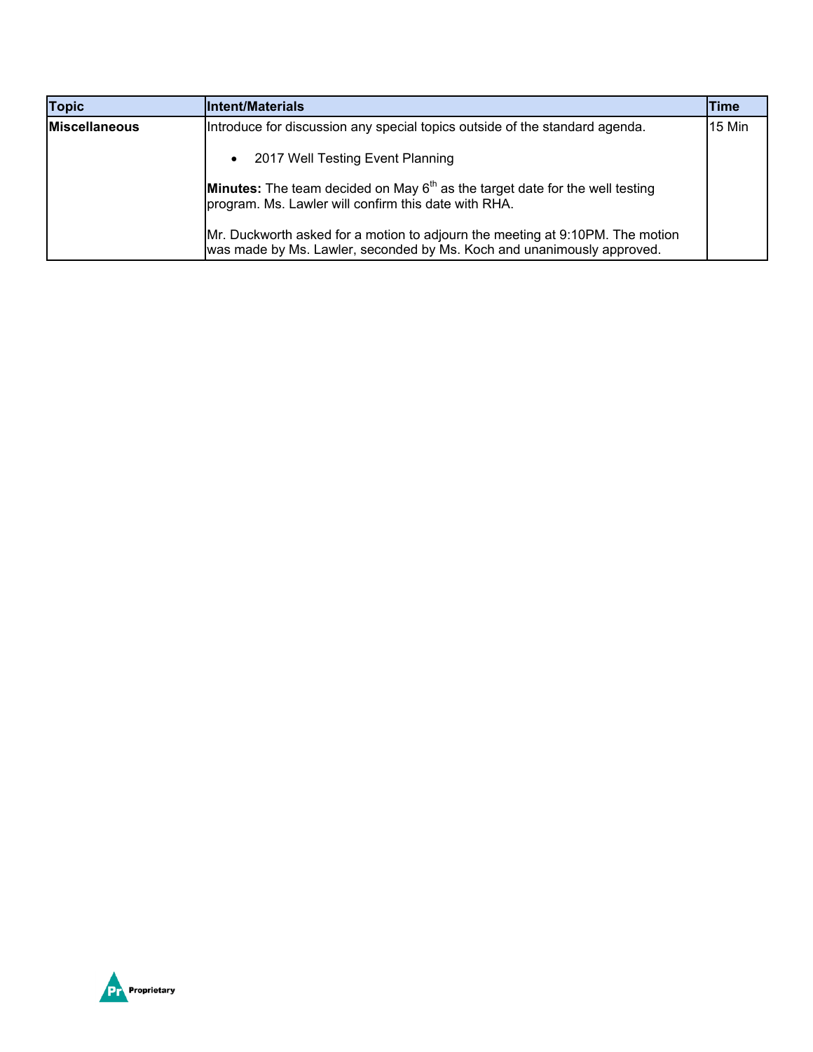| Topic | Intent/Materials | Time |
|---|---|---|
| **Miscellaneous** | Introduce for discussion any special topics outside of the standard agenda.<br><br>• 2017 Well Testing Event Planning<br><br>**Minutes:** The team decided on May 6th as the target date for the well testing program. Ms. Lawler will confirm this date with RHA.<br><br>Mr. Duckworth asked for a motion to adjourn the meeting at 9:10PM. The motion was made by Ms. Lawler, seconded by Ms. Koch and unanimously approved. | 15 Min |

Proprietary